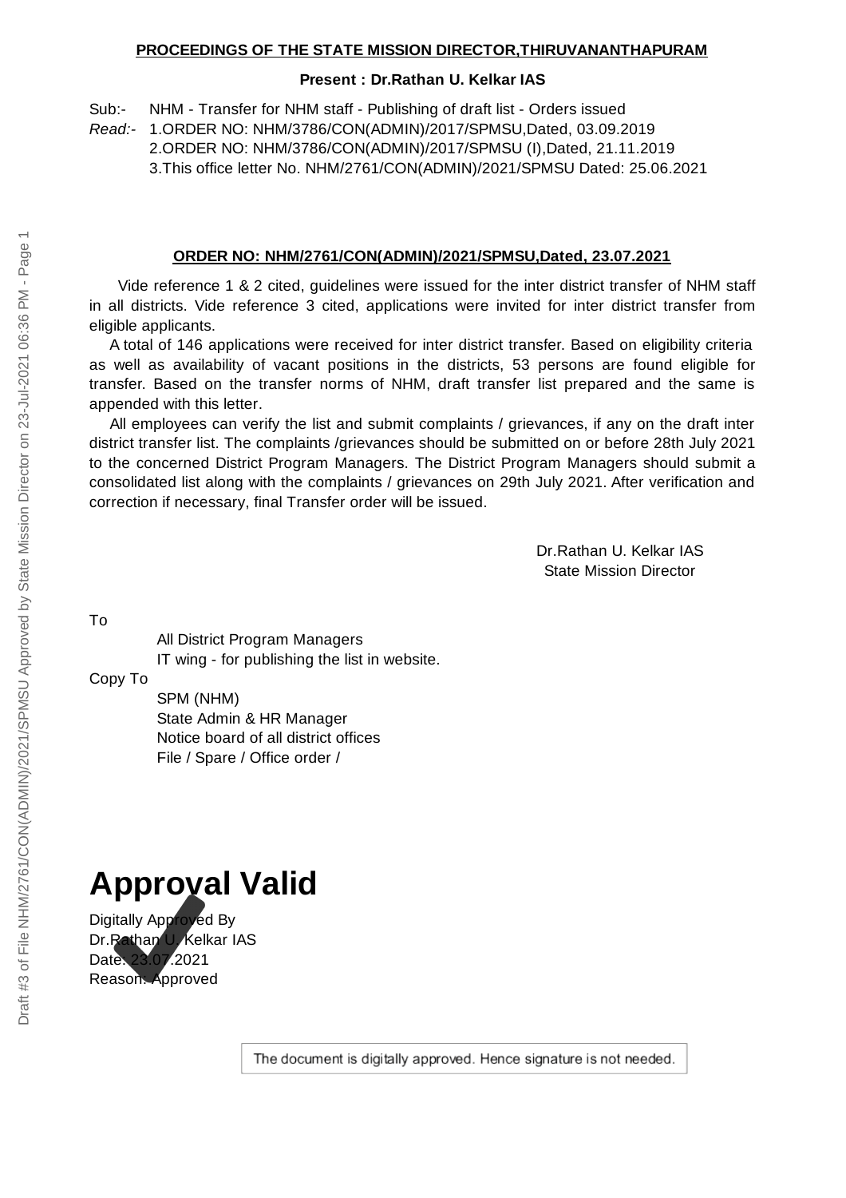**PROCEEDINGS OF THE STATE MISSION DIRECTOR,THIRUVANANTHAPURAM**

**Present : Dr.Rathan U. Kelkar IAS**

Sub:- NHM - Transfer for NHM staff - Publishing of draft list - Orders issued

*Read:-* 1.ORDER NO: NHM/3786/CON(ADMIN)/2017/SPMSU,Dated, 03.09.2019
2.ORDER NO: NHM/3786/CON(ADMIN)/2017/SPMSU (I),Dated, 21.11.2019
3.This office letter No. NHM/2761/CON(ADMIN)/2021/SPMSU Dated: 25.06.2021

**ORDER NO: NHM/2761/CON(ADMIN)/2021/SPMSU,Dated, 23.07.2021**

Vide reference 1 & 2 cited, guidelines were issued for the inter district transfer of NHM staff in all districts. Vide reference 3 cited, applications were invited for inter district transfer from eligible applicants.

A total of 146 applications were received for inter district transfer. Based on eligibility criteria as well as availability of vacant positions in the districts, 53 persons are found eligible for transfer. Based on the transfer norms of NHM, draft transfer list prepared and the same is appended with this letter.

All employees can verify the list and submit complaints / grievances, if any on the draft inter district transfer list. The complaints /grievances should be submitted on or before 28th July 2021 to the concerned District Program Managers. The District Program Managers should submit a consolidated list along with the complaints / grievances on 29th July 2021. After verification and correction if necessary, final Transfer order will be issued.

Dr.Rathan U. Kelkar IAS
State Mission Director

To

All District Program Managers
IT wing - for publishing the list in website.

Copy To

SPM (NHM)
State Admin & HR Manager
Notice board of all district offices
File / Spare / Office order /

# Approval Valid

Digitally Approved By
Dr.Rathan U. Kelkar IAS
Date: 23.07.2021
Reason: Approved

The document is digitally approved. Hence signature is not needed.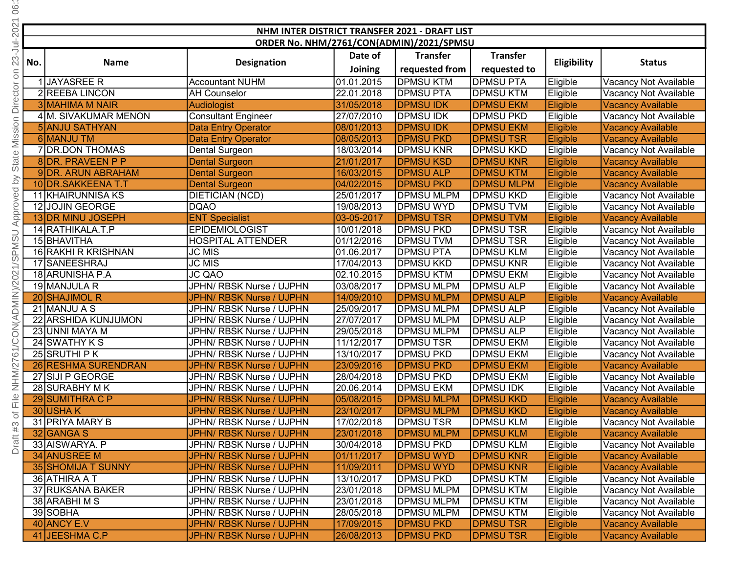| NHM INTER DISTRICT TRANSFER 2021 - DRAFT LIST | | | | | | | |
|---|---|---|---|---|---|---|---|
| ORDER No. NHM/2761/CON(ADMIN)/2021/SPMSU | | | | | | | |
| No. | Name | Designation | Date of Joining | Transfer requested from | Transfer requested to | Eligibility | Status |
| 1 | JAYASREE R | Accountant NUHM | 01.01.2015 | DPMSU KTM | DPMSU PTA | Eligible | Vacancy Not Available |
| 2 | REEBA LINCON | AH Counselor | 22.01.2018 | DPMSU PTA | DPMSU KTM | Eligible | Vacancy Not Available |
| 3 | MAHIMA M NAIR | Audiologist | 31/05/2018 | DPMSU IDK | DPMSU EKM | Eligible | Vacancy Available |
| 4 | M. SIVAKUMAR MENON | Consultant Engineer | 27/07/2010 | DPMSU IDK | DPMSU PKD | Eligible | Vacancy Not Available |
| 5 | ANJU SATHYAN | Data Entry Operator | 08/01/2013 | DPMSU IDK | DPMSU EKM | Eligible | Vacancy Available |
| 6 | MANJU TM | Data Entry Operator | 08/05/2013 | DPMSU PKD | DPMSU TSR | Eligible | Vacancy Available |
| 7 | DR.DON THOMAS | Dental Surgeon | 18/03/2014 | DPMSU KNR | DPMSU KKD | Eligible | Vacancy Not Available |
| 8 | DR. PRAVEEN P P | Dental Surgeon | 21/01/2017 | DPMSU KSD | DPMSU KNR | Eligible | Vacancy Available |
| 9 | DR. ARUN ABRAHAM | Dental Surgeon | 16/03/2015 | DPMSU ALP | DPMSU KTM | Eligible | Vacancy Available |
| 10 | DR.SAKKEENA T.T | Dental Surgeon | 04/02/2015 | DPMSU PKD | DPMSU MLPM | Eligible | Vacancy Available |
| 11 | KHAIRUNNISA KS | DIETICIAN (NCD) | 25/01/2017 | DPMSU MLPM | DPMSU KKD | Eligible | Vacancy Not Available |
| 12 | JOJIN GEORGE | DQAO | 19/08/2013 | DPMSU WYD | DPMSU TVM | Eligible | Vacancy Not Available |
| 13 | DR MINU JOSEPH | ENT Specialist | 03-05-2017 | DPMSU TSR | DPMSU TVM | Eligible | Vacancy Available |
| 14 | RATHIKALA.T.P | EPIDEMIOLOGIST | 10/01/2018 | DPMSU PKD | DPMSU TSR | Eligible | Vacancy Not Available |
| 15 | BHAVITHA | HOSPITAL ATTENDER | 01/12/2016 | DPMSU TVM | DPMSU TSR | Eligible | Vacancy Not Available |
| 16 | RAKHI R KRISHNAN | JC MIS | 01.06.2017 | DPMSU PTA | DPMSU KLM | Eligible | Vacancy Not Available |
| 17 | SANEESHRAJ | JC MIS | 17/04/2013 | DPMSU KKD | DPMSU KNR | Eligible | Vacancy Not Available |
| 18 | ARUNISHA P.A | JC QAO | 02.10.2015 | DPMSU KTM | DPMSU EKM | Eligible | Vacancy Not Available |
| 19 | MANJULA R | JPHN/ RBSK Nurse / UJPHN | 03/08/2017 | DPMSU MLPM | DPMSU ALP | Eligible | Vacancy Not Available |
| 20 | SHAJIMOL R | JPHN/ RBSK Nurse / UJPHN | 14/09/2010 | DPMSU MLPM | DPMSU ALP | Eligible | Vacancy Available |
| 21 | MANJU A S | JPHN/ RBSK Nurse / UJPHN | 25/09/2017 | DPMSU MLPM | DPMSU ALP | Eligible | Vacancy Not Available |
| 22 | ARSHIDA KUNJUMON | JPHN/ RBSK Nurse / UJPHN | 27/07/2017 | DPMSU MLPM | DPMSU ALP | Eligible | Vacancy Not Available |
| 23 | UNNI MAYA M | JPHN/ RBSK Nurse / UJPHN | 29/05/2018 | DPMSU MLPM | DPMSU ALP | Eligible | Vacancy Not Available |
| 24 | SWATHY K S | JPHN/ RBSK Nurse / UJPHN | 11/12/2017 | DPMSU TSR | DPMSU EKM | Eligible | Vacancy Not Available |
| 25 | SRUTHI P K | JPHN/ RBSK Nurse / UJPHN | 13/10/2017 | DPMSU PKD | DPMSU EKM | Eligible | Vacancy Not Available |
| 26 | RESHMA SURENDRAN | JPHN/ RBSK Nurse / UJPHN | 23/09/2016 | DPMSU PKD | DPMSU EKM | Eligible | Vacancy Available |
| 27 | SIJI P GEORGE | JPHN/ RBSK Nurse / UJPHN | 28/04/2018 | DPMSU PKD | DPMSU EKM | Eligible | Vacancy Not Available |
| 28 | SURABHY M K | JPHN/ RBSK Nurse / UJPHN | 20.06.2014 | DPMSU EKM | DPMSU IDK | Eligible | Vacancy Not Available |
| 29 | SUMITHRA C P | JPHN/ RBSK Nurse / UJPHN | 05/08/2015 | DPMSU MLPM | DPMSU KKD | Eligible | Vacancy Available |
| 30 | USHA K | JPHN/ RBSK Nurse / UJPHN | 23/10/2017 | DPMSU MLPM | DPMSU KKD | Eligible | Vacancy Available |
| 31 | PRIYA MARY B | JPHN/ RBSK Nurse / UJPHN | 17/02/2018 | DPMSU TSR | DPMSU KLM | Eligible | Vacancy Not Available |
| 32 | GANGA S | JPHN/ RBSK Nurse / UJPHN | 23/01/2018 | DPMSU MLPM | DPMSU KLM | Eligible | Vacancy Available |
| 33 | AISWARYA. P | JPHN/ RBSK Nurse / UJPHN | 30/04/2018 | DPMSU PKD | DPMSU KLM | Eligible | Vacancy Not Available |
| 34 | ANUSREE M | JPHN/ RBSK Nurse / UJPHN | 01/11/2017 | DPMSU WYD | DPMSU KNR | Eligible | Vacancy Available |
| 35 | SHOMIJA T SUNNY | JPHN/ RBSK Nurse / UJPHN | 11/09/2011 | DPMSU WYD | DPMSU KNR | Eligible | Vacancy Available |
| 36 | ATHIRA A T | JPHN/ RBSK Nurse / UJPHN | 13/10/2017 | DPMSU PKD | DPMSU KTM | Eligible | Vacancy Not Available |
| 37 | RUKSANA BAKER | JPHN/ RBSK Nurse / UJPHN | 23/01/2018 | DPMSU MLPM | DPMSU KTM | Eligible | Vacancy Not Available |
| 38 | ARABHI M S | JPHN/ RBSK Nurse / UJPHN | 23/01/2018 | DPMSU MLPM | DPMSU KTM | Eligible | Vacancy Not Available |
| 39 | SOBHA | JPHN/ RBSK Nurse / UJPHN | 28/05/2018 | DPMSU MLPM | DPMSU KTM | Eligible | Vacancy Not Available |
| 40 | ANCY E.V | JPHN/ RBSK Nurse / UJPHN | 17/09/2015 | DPMSU PKD | DPMSU TSR | Eligible | Vacancy Available |
| 41 | JEESHMA C.P | JPHN/ RBSK Nurse / UJPHN | 26/08/2013 | DPMSU PKD | DPMSU TSR | Eligible | Vacancy Available |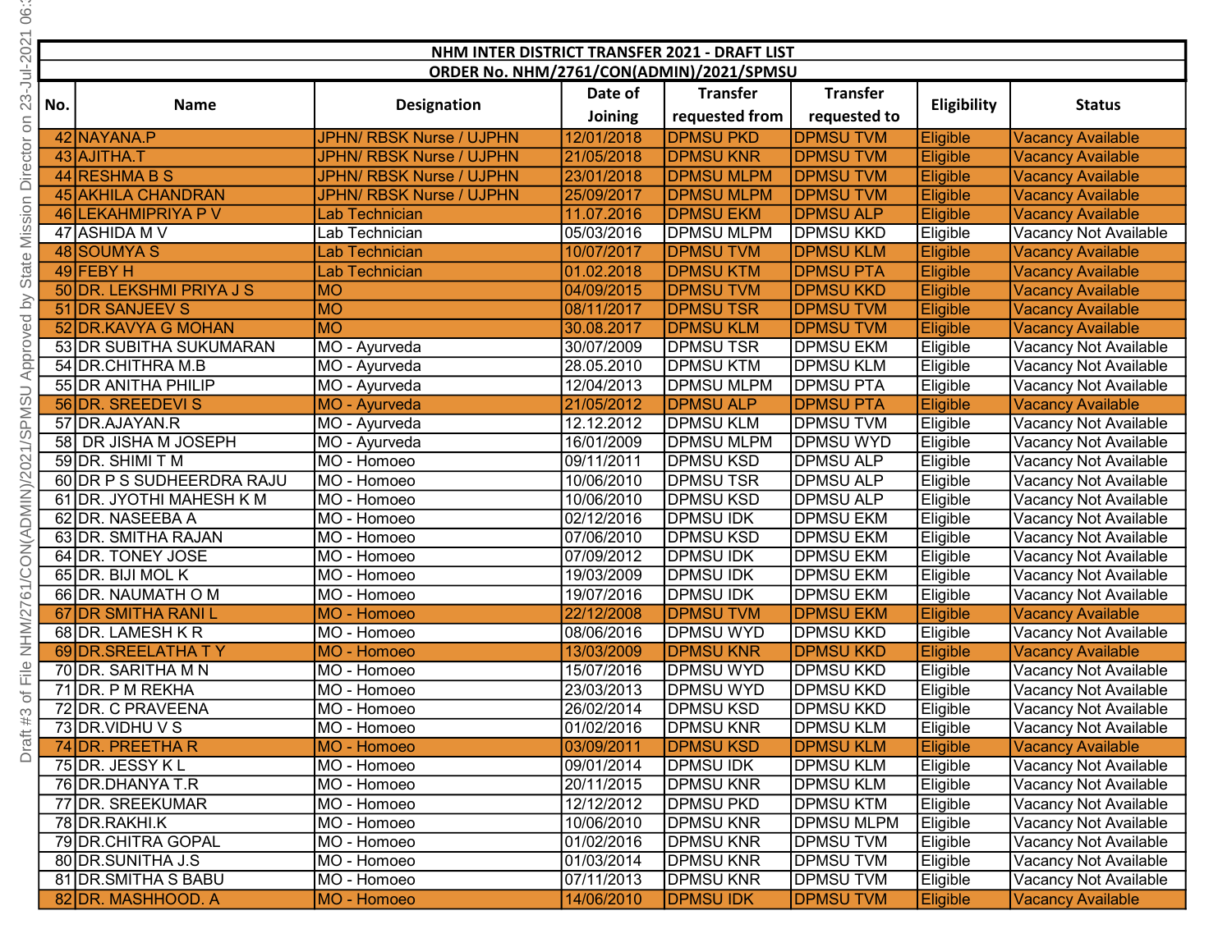| NHM INTER DISTRICT TRANSFER 2021 - DRAFT LIST | | | | | | | |
|---|---|---|---|---|---|---|---|
| ORDER No. NHM/2761/CON(ADMIN)/2021/SPMSU | | | | | | | |
| No. | Name | Designation | Date of Joining | Transfer requested from | Transfer requested to | Eligibility | Status |
| 42 | NAYANA.P | JPHN/ RBSK Nurse / UJPHN | 12/01/2018 | DPMSU PKD | DPMSU TVM | Eligible | Vacancy Available |
| 43 | AJITHA.T | JPHN/ RBSK Nurse / UJPHN | 21/05/2018 | DPMSU KNR | DPMSU TVM | Eligible | Vacancy Available |
| 44 | RESHMA B S | JPHN/ RBSK Nurse / UJPHN | 23/01/2018 | DPMSU MLPM | DPMSU TVM | Eligible | Vacancy Available |
| 45 | AKHILA CHANDRAN | JPHN/ RBSK Nurse / UJPHN | 25/09/2017 | DPMSU MLPM | DPMSU TVM | Eligible | Vacancy Available |
| 46 | LEKAHMIPRIYA P V | Lab Technician | 11.07.2016 | DPMSU EKM | DPMSU ALP | Eligible | Vacancy Available |
| 47 | ASHIDA M V | Lab Technician | 05/03/2016 | DPMSU MLPM | DPMSU KKD | Eligible | Vacancy Not Available |
| 48 | SOUMYA S | Lab Technician | 10/07/2017 | DPMSU TVM | DPMSU KLM | Eligible | Vacancy Available |
| 49 | FEBY H | Lab Technician | 01.02.2018 | DPMSU KTM | DPMSU PTA | Eligible | Vacancy Available |
| 50 | DR. LEKSHMI PRIYA J S | MO | 04/09/2015 | DPMSU TVM | DPMSU KKD | Eligible | Vacancy Available |
| 51 | DR SANJEEV S | MO | 08/11/2017 | DPMSU TSR | DPMSU TVM | Eligible | Vacancy Available |
| 52 | DR.KAVYA G MOHAN | MO | 30.08.2017 | DPMSU KLM | DPMSU TVM | Eligible | Vacancy Available |
| 53 | DR SUBITHA SUKUMARAN | MO - Ayurveda | 30/07/2009 | DPMSU TSR | DPMSU EKM | Eligible | Vacancy Not Available |
| 54 | DR.CHITHRA M.B | MO - Ayurveda | 28.05.2010 | DPMSU KTM | DPMSU KLM | Eligible | Vacancy Not Available |
| 55 | DR ANITHA PHILIP | MO - Ayurveda | 12/04/2013 | DPMSU MLPM | DPMSU PTA | Eligible | Vacancy Not Available |
| 56 | DR. SREEDEVI S | MO - Ayurveda | 21/05/2012 | DPMSU ALP | DPMSU PTA | Eligible | Vacancy Available |
| 57 | DR.AJAYAN.R | MO - Ayurveda | 12.12.2012 | DPMSU KLM | DPMSU TVM | Eligible | Vacancy Not Available |
| 58 | DR JISHA M JOSEPH | MO - Ayurveda | 16/01/2009 | DPMSU MLPM | DPMSU WYD | Eligible | Vacancy Not Available |
| 59 | DR. SHIMI T M | MO - Homoeo | 09/11/2011 | DPMSU KSD | DPMSU ALP | Eligible | Vacancy Not Available |
| 60 | DR P S SUDHEERDRA RAJU | MO - Homoeo | 10/06/2010 | DPMSU TSR | DPMSU ALP | Eligible | Vacancy Not Available |
| 61 | DR. JYOTHI MAHESH K M | MO - Homoeo | 10/06/2010 | DPMSU KSD | DPMSU ALP | Eligible | Vacancy Not Available |
| 62 | DR. NASEEBA A | MO - Homoeo | 02/12/2016 | DPMSU IDK | DPMSU EKM | Eligible | Vacancy Not Available |
| 63 | DR. SMITHA RAJAN | MO - Homoeo | 07/06/2010 | DPMSU KSD | DPMSU EKM | Eligible | Vacancy Not Available |
| 64 | DR. TONEY JOSE | MO - Homoeo | 07/09/2012 | DPMSU IDK | DPMSU EKM | Eligible | Vacancy Not Available |
| 65 | DR. BIJI MOL K | MO - Homoeo | 19/03/2009 | DPMSU IDK | DPMSU EKM | Eligible | Vacancy Not Available |
| 66 | DR. NAUMATH O M | MO - Homoeo | 19/07/2016 | DPMSU IDK | DPMSU EKM | Eligible | Vacancy Not Available |
| 67 | DR SMITHA RANI L | MO - Homoeo | 22/12/2008 | DPMSU TVM | DPMSU EKM | Eligible | Vacancy Available |
| 68 | DR. LAMESH K R | MO - Homoeo | 08/06/2016 | DPMSU WYD | DPMSU KKD | Eligible | Vacancy Not Available |
| 69 | DR.SREELATHA T Y | MO - Homoeo | 13/03/2009 | DPMSU KNR | DPMSU KKD | Eligible | Vacancy Available |
| 70 | DR. SARITHA M N | MO - Homoeo | 15/07/2016 | DPMSU WYD | DPMSU KKD | Eligible | Vacancy Not Available |
| 71 | DR. P M REKHA | MO - Homoeo | 23/03/2013 | DPMSU WYD | DPMSU KKD | Eligible | Vacancy Not Available |
| 72 | DR. C PRAVEENA | MO - Homoeo | 26/02/2014 | DPMSU KSD | DPMSU KKD | Eligible | Vacancy Not Available |
| 73 | DR.VIDHU V S | MO - Homoeo | 01/02/2016 | DPMSU KNR | DPMSU KLM | Eligible | Vacancy Not Available |
| 74 | DR. PREETHA R | MO - Homoeo | 03/09/2011 | DPMSU KSD | DPMSU KLM | Eligible | Vacancy Available |
| 75 | DR. JESSY K L | MO - Homoeo | 09/01/2014 | DPMSU IDK | DPMSU KLM | Eligible | Vacancy Not Available |
| 76 | DR.DHANYA T.R | MO - Homoeo | 20/11/2015 | DPMSU KNR | DPMSU KLM | Eligible | Vacancy Not Available |
| 77 | DR. SREEKUMAR | MO - Homoeo | 12/12/2012 | DPMSU PKD | DPMSU KTM | Eligible | Vacancy Not Available |
| 78 | DR.RAKHI.K | MO - Homoeo | 10/06/2010 | DPMSU KNR | DPMSU MLPM | Eligible | Vacancy Not Available |
| 79 | DR.CHITRA GOPAL | MO - Homoeo | 01/02/2016 | DPMSU KNR | DPMSU TVM | Eligible | Vacancy Not Available |
| 80 | DR.SUNITHA J.S | MO - Homoeo | 01/03/2014 | DPMSU KNR | DPMSU TVM | Eligible | Vacancy Not Available |
| 81 | DR.SMITHA S BABU | MO - Homoeo | 07/11/2013 | DPMSU KNR | DPMSU TVM | Eligible | Vacancy Not Available |
| 82 | DR. MASHHOOD. A | MO - Homoeo | 14/06/2010 | DPMSU IDK | DPMSU TVM | Eligible | Vacancy Available |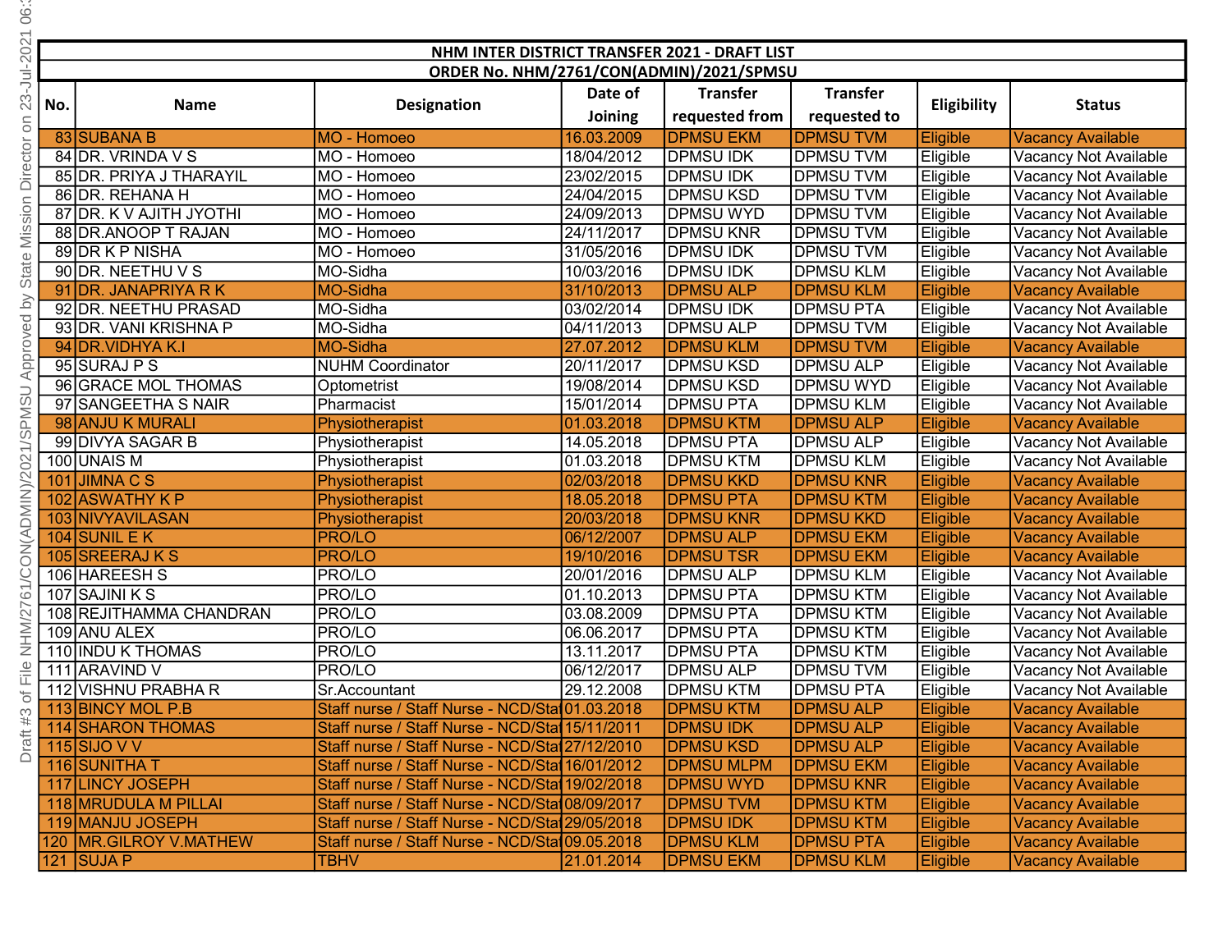| NHM INTER DISTRICT TRANSFER 2021 - DRAFT LIST | | | | | | | |
|---|---|---|---|---|---|---|---|
| ORDER No. NHM/2761/CON(ADMIN)/2021/SPMSU | | | | | | | |
| No. | Name | Designation | Date of Joining | Transfer requested from | Transfer requested to | Eligibility | Status |
| 83 | SUBANA B | MO - Homoeo | 16.03.2009 | DPMSU EKM | DPMSU TVM | Eligible | Vacancy Available |
| 84 | DR. VRINDA V S | MO - Homoeo | 18/04/2012 | DPMSU IDK | DPMSU TVM | Eligible | Vacancy Not Available |
| 85 | DR. PRIYA J THARAYIL | MO - Homoeo | 23/02/2015 | DPMSU IDK | DPMSU TVM | Eligible | Vacancy Not Available |
| 86 | DR. REHANA H | MO - Homoeo | 24/04/2015 | DPMSU KSD | DPMSU TVM | Eligible | Vacancy Not Available |
| 87 | DR. K V AJITH JYOTHI | MO - Homoeo | 24/09/2013 | DPMSU WYD | DPMSU TVM | Eligible | Vacancy Not Available |
| 88 | DR.ANOOP T RAJAN | MO - Homoeo | 24/11/2017 | DPMSU KNR | DPMSU TVM | Eligible | Vacancy Not Available |
| 89 | DR K P NISHA | MO - Homoeo | 31/05/2016 | DPMSU IDK | DPMSU TVM | Eligible | Vacancy Not Available |
| 90 | DR. NEETHU V S | MO-Sidha | 10/03/2016 | DPMSU IDK | DPMSU KLM | Eligible | Vacancy Not Available |
| 91 | DR. JANAPRIYA R K | MO-Sidha | 31/10/2013 | DPMSU ALP | DPMSU KLM | Eligible | Vacancy Available |
| 92 | DR. NEETHU PRASAD | MO-Sidha | 03/02/2014 | DPMSU IDK | DPMSU PTA | Eligible | Vacancy Not Available |
| 93 | DR. VANI KRISHNA P | MO-Sidha | 04/11/2013 | DPMSU ALP | DPMSU TVM | Eligible | Vacancy Not Available |
| 94 | DR.VIDHYA K.I | MO-Sidha | 27.07.2012 | DPMSU KLM | DPMSU TVM | Eligible | Vacancy Available |
| 95 | SURAJ P S | NUHM Coordinator | 20/11/2017 | DPMSU KSD | DPMSU ALP | Eligible | Vacancy Not Available |
| 96 | GRACE MOL THOMAS | Optometrist | 19/08/2014 | DPMSU KSD | DPMSU WYD | Eligible | Vacancy Not Available |
| 97 | SANGEETHA S NAIR | Pharmacist | 15/01/2014 | DPMSU PTA | DPMSU KLM | Eligible | Vacancy Not Available |
| 98 | ANJU K MURALI | Physiotherapist | 01.03.2018 | DPMSU KTM | DPMSU ALP | Eligible | Vacancy Available |
| 99 | DIVYA SAGAR B | Physiotherapist | 14.05.2018 | DPMSU PTA | DPMSU ALP | Eligible | Vacancy Not Available |
| 100 | UNAIS M | Physiotherapist | 01.03.2018 | DPMSU KTM | DPMSU KLM | Eligible | Vacancy Not Available |
| 101 | JIMNA C S | Physiotherapist | 02/03/2018 | DPMSU KKD | DPMSU KNR | Eligible | Vacancy Available |
| 102 | ASWATHY K P | Physiotherapist | 18.05.2018 | DPMSU PTA | DPMSU KTM | Eligible | Vacancy Available |
| 103 | NIVYAVILASAN | Physiotherapist | 20/03/2018 | DPMSU KNR | DPMSU KKD | Eligible | Vacancy Available |
| 104 | SUNIL E K | PRO/LO | 06/12/2007 | DPMSU ALP | DPMSU EKM | Eligible | Vacancy Available |
| 105 | SREERAJ K S | PRO/LO | 19/10/2016 | DPMSU TSR | DPMSU EKM | Eligible | Vacancy Available |
| 106 | HAREESH S | PRO/LO | 20/01/2016 | DPMSU ALP | DPMSU KLM | Eligible | Vacancy Not Available |
| 107 | SAJINI K S | PRO/LO | 01.10.2013 | DPMSU PTA | DPMSU KTM | Eligible | Vacancy Not Available |
| 108 | REJITHAMMA CHANDRAN | PRO/LO | 03.08.2009 | DPMSU PTA | DPMSU KTM | Eligible | Vacancy Not Available |
| 109 | ANU ALEX | PRO/LO | 06.06.2017 | DPMSU PTA | DPMSU KTM | Eligible | Vacancy Not Available |
| 110 | INDU K THOMAS | PRO/LO | 13.11.2017 | DPMSU PTA | DPMSU KTM | Eligible | Vacancy Not Available |
| 111 | ARAVIND V | PRO/LO | 06/12/2017 | DPMSU ALP | DPMSU TVM | Eligible | Vacancy Not Available |
| 112 | VISHNU PRABHA R | Sr.Accountant | 29.12.2008 | DPMSU KTM | DPMSU PTA | Eligible | Vacancy Not Available |
| 113 | BINCY MOL P.B | Staff nurse / Staff Nurse - NCD/Sta | 01.03.2018 | DPMSU KTM | DPMSU ALP | Eligible | Vacancy Available |
| 114 | SHARON THOMAS | Staff nurse / Staff Nurse - NCD/Sta | 15/11/2011 | DPMSU IDK | DPMSU ALP | Eligible | Vacancy Available |
| 115 | SIJO V V | Staff nurse / Staff Nurse - NCD/Sta | 27/12/2010 | DPMSU KSD | DPMSU ALP | Eligible | Vacancy Available |
| 116 | SUNITHA T | Staff nurse / Staff Nurse - NCD/Sta | 16/01/2012 | DPMSU MLPM | DPMSU EKM | Eligible | Vacancy Available |
| 117 | LINCY JOSEPH | Staff nurse / Staff Nurse - NCD/Sta | 19/02/2018 | DPMSU WYD | DPMSU KNR | Eligible | Vacancy Available |
| 118 | MRUDULA M PILLAI | Staff nurse / Staff Nurse - NCD/Sta | 08/09/2017 | DPMSU TVM | DPMSU KTM | Eligible | Vacancy Available |
| 119 | MANJU JOSEPH | Staff nurse / Staff Nurse - NCD/Sta | 29/05/2018 | DPMSU IDK | DPMSU KTM | Eligible | Vacancy Available |
| 120 | MR.GILROY V.MATHEW | Staff nurse / Staff Nurse - NCD/Sta | 09.05.2018 | DPMSU KLM | DPMSU PTA | Eligible | Vacancy Available |
| 121 | SUJA P | TBHV | 21.01.2014 | DPMSU EKM | DPMSU KLM | Eligible | Vacancy Available |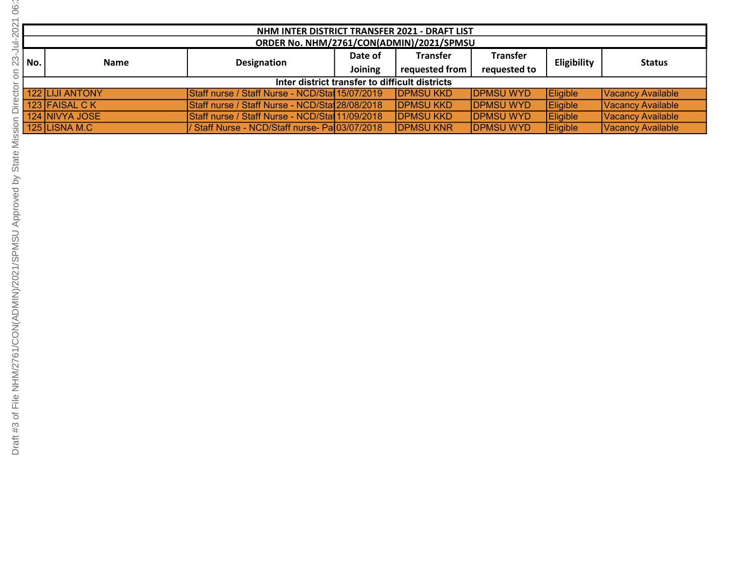| NHM INTER DISTRICT TRANSFER 2021 - DRAFT LIST | | | | | | | |
|---|---|---|---|---|---|---|---|
| ORDER No. NHM/2761/CON(ADMIN)/2021/SPMSU | | | | | | | |
| No. | Name | Designation | Date of Joining | Transfer requested from | Transfer requested to | Eligibility | Status |
| Inter district transfer to difficult districts | | | | | | | |
| 122 | LIJI ANTONY | Staff nurse / Staff Nurse - NCD/Sta | 15/07/2019 | DPMSU KKD | DPMSU WYD | Eligible | Vacancy Available |
| 123 | FAISAL C K | Staff nurse / Staff Nurse - NCD/Sta | 28/08/2018 | DPMSU KKD | DPMSU WYD | Eligible | Vacancy Available |
| 124 | NIVYA JOSE | Staff nurse / Staff Nurse - NCD/Sta | 11/09/2018 | DPMSU KKD | DPMSU WYD | Eligible | Vacancy Available |
| 125 | LISNA M.C | / Staff Nurse - NCD/Staff nurse- Pa | 03/07/2018 | DPMSU KNR | DPMSU WYD | Eligible | Vacancy Available |

Draft #3 of File NHM/2761/CON(ADMIN)/2021/SPMSU Approved by State Mission Director on 23-Jul-2021 06: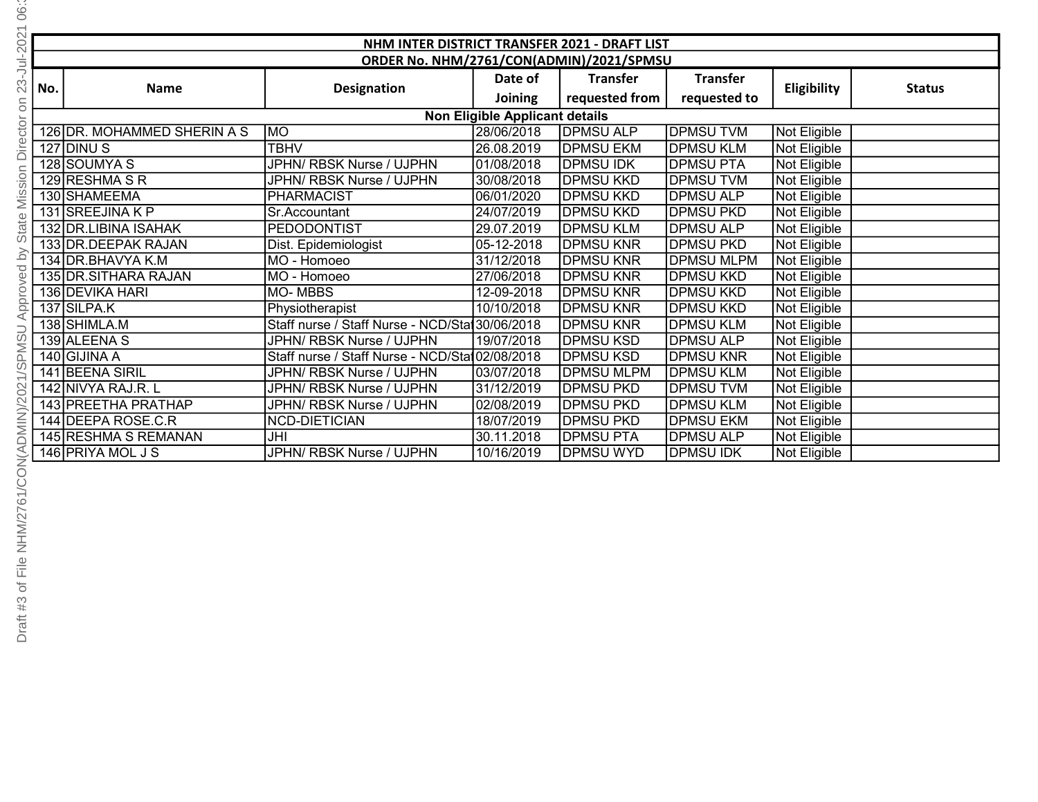| NHM INTER DISTRICT TRANSFER 2021 - DRAFT LIST | | | | | | | |
|---|---|---|---|---|---|---|---|
| ORDER No. NHM/2761/CON(ADMIN)/2021/SPMSU | | | | | | | |
| No. | Name | Designation | Date of Joining | Transfer requested from | Transfer requested to | Eligibility | Status |
| Non Eligible Applicant details | | | | | | | |
| 126 | DR. MOHAMMED SHERIN A S | MO | 28/06/2018 | DPMSU ALP | DPMSU TVM | Not Eligible | |
| 127 | DINU S | TBHV | 26.08.2019 | DPMSU EKM | DPMSU KLM | Not Eligible | |
| 128 | SOUMYA S | JPHN/ RBSK Nurse / UJPHN | 01/08/2018 | DPMSU IDK | DPMSU PTA | Not Eligible | |
| 129 | RESHMA S R | JPHN/ RBSK Nurse / UJPHN | 30/08/2018 | DPMSU KKD | DPMSU TVM | Not Eligible | |
| 130 | SHAMEEMA | PHARMACIST | 06/01/2020 | DPMSU KKD | DPMSU ALP | Not Eligible | |
| 131 | SREEJINA K P | Sr.Accountant | 24/07/2019 | DPMSU KKD | DPMSU PKD | Not Eligible | |
| 132 | DR.LIBINA ISAHAK | PEDODONTIST | 29.07.2019 | DPMSU KLM | DPMSU ALP | Not Eligible | |
| 133 | DR.DEEPAK RAJAN | Dist. Epidemiologist | 05-12-2018 | DPMSU KNR | DPMSU PKD | Not Eligible | |
| 134 | DR.BHAVYA K.M | MO - Homoeo | 31/12/2018 | DPMSU KNR | DPMSU MLPM | Not Eligible | |
| 135 | DR.SITHARA RAJAN | MO - Homoeo | 27/06/2018 | DPMSU KNR | DPMSU KKD | Not Eligible | |
| 136 | DEVIKA HARI | MO- MBBS | 12-09-2018 | DPMSU KNR | DPMSU KKD | Not Eligible | |
| 137 | SILPA.K | Physiotherapist | 10/10/2018 | DPMSU KNR | DPMSU KKD | Not Eligible | |
| 138 | SHIMLA.M | Staff nurse / Staff Nurse - NCD/Sta | 30/06/2018 | DPMSU KNR | DPMSU KLM | Not Eligible | |
| 139 | ALEENA S | JPHN/ RBSK Nurse / UJPHN | 19/07/2018 | DPMSU KSD | DPMSU ALP | Not Eligible | |
| 140 | GIJINA A | Staff nurse / Staff Nurse - NCD/Sta | 02/08/2018 | DPMSU KSD | DPMSU KNR | Not Eligible | |
| 141 | BEENA SIRIL | JPHN/ RBSK Nurse / UJPHN | 03/07/2018 | DPMSU MLPM | DPMSU KLM | Not Eligible | |
| 142 | NIVYA RAJ.R. L | JPHN/ RBSK Nurse / UJPHN | 31/12/2019 | DPMSU PKD | DPMSU TVM | Not Eligible | |
| 143 | PREETHA PRATHAP | JPHN/ RBSK Nurse / UJPHN | 02/08/2019 | DPMSU PKD | DPMSU KLM | Not Eligible | |
| 144 | DEEPA ROSE.C.R | NCD-DIETICIAN | 18/07/2019 | DPMSU PKD | DPMSU EKM | Not Eligible | |
| 145 | RESHMA S REMANAN | JHI | 30.11.2018 | DPMSU PTA | DPMSU ALP | Not Eligible | |
| 146 | PRIYA MOL J S | JPHN/ RBSK Nurse / UJPHN | 10/16/2019 | DPMSU WYD | DPMSU IDK | Not Eligible | |